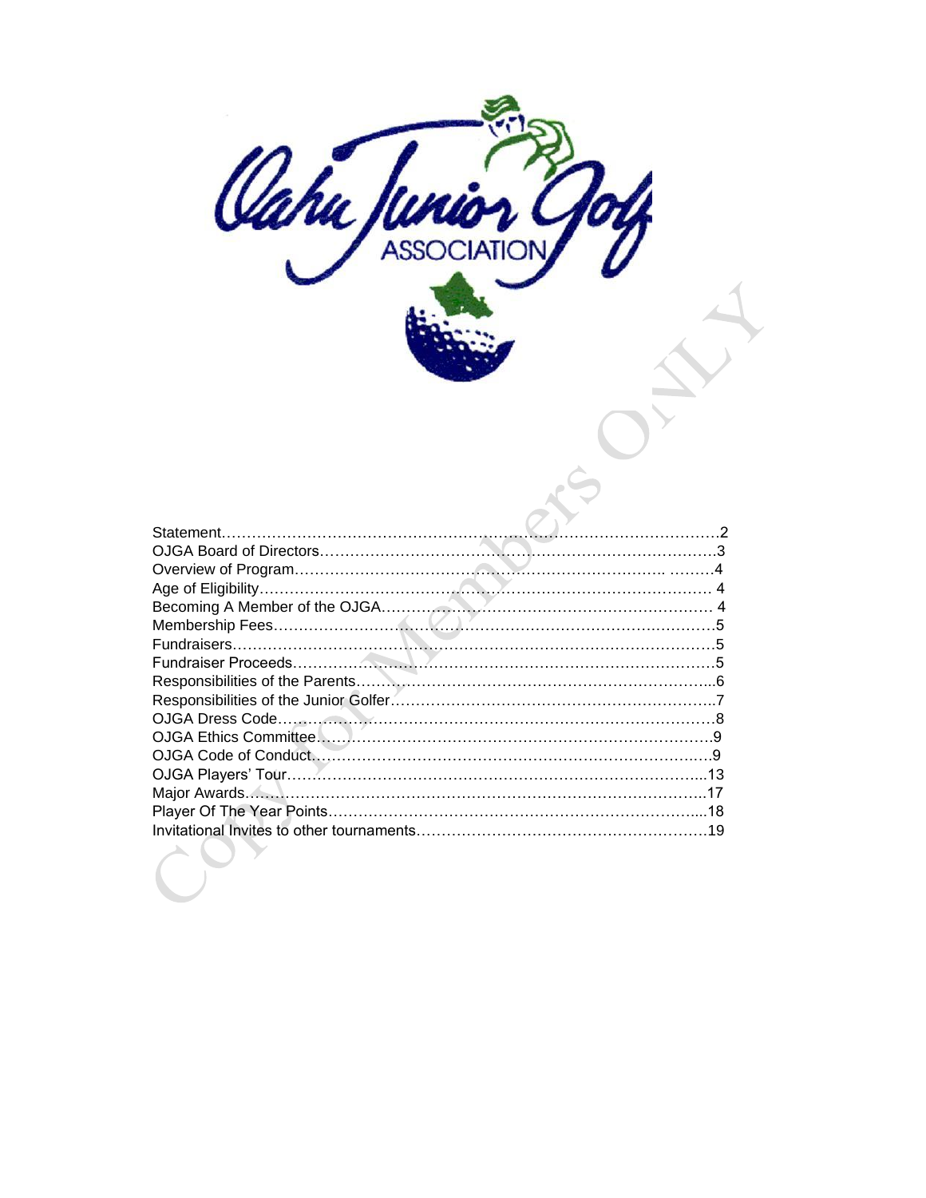Oahu Junior Golf ASSOCIATION

| | |
|---|---|
| Statement | 2 |
| OJGA Board of Directors | 3 |
| Overview of Program | 4 |
| Age of Eligibility | 4 |
| Becoming A Member of the OJGA | 4 |
| Membership Fees | 5 |
| Fundraisers | 5 |
| Fundraiser Proceeds | 5 |
| Responsibilities of the Parents | 6 |
| Responsibilities of the Junior Golfer | 7 |
| OJGA Dress Code | 8 |
| OJGA Ethics Committee | 9 |
| OJGA Code of Conduct | 9 |
| OJGA Players' Tour | 13 |
| Major Awards | 17 |
| Player Of The Year Points | 18 |
| Invitational Invites to other tournaments | 19 |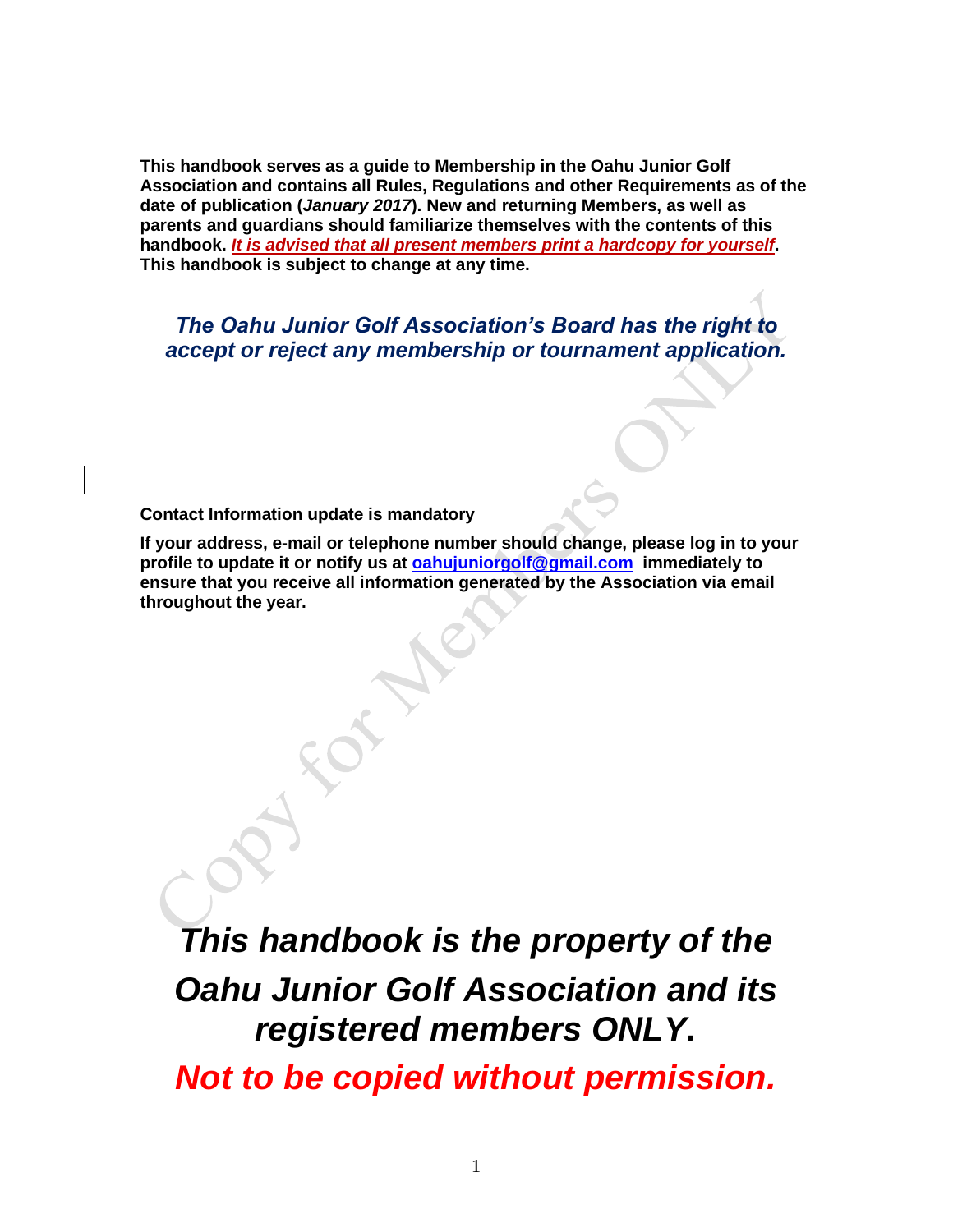**This handbook serves as a guide to Membership in the Oahu Junior Golf Association and contains all Rules, Regulations and other Requirements as of the date of publication (*January 2017*). New and returning Members, as well as parents and guardians should familiarize themselves with the contents of this handbook. *It is advised that all present members print a hardcopy for yourself*. This handbook is subject to change at any time.**

***The Oahu Junior Golf Association's Board has the right to accept or reject any membership or tournament application.***

**Contact Information update is mandatory**

**If your address, e-mail or telephone number should change, please log in to your profile to update it or notify us at oahujuniorgolf@gmail.com immediately to ensure that you receive all information generated by the Association via email throughout the year.**

***This handbook is the property of the Oahu Junior Golf Association and its registered members ONLY.***

***Not to be copied without permission.***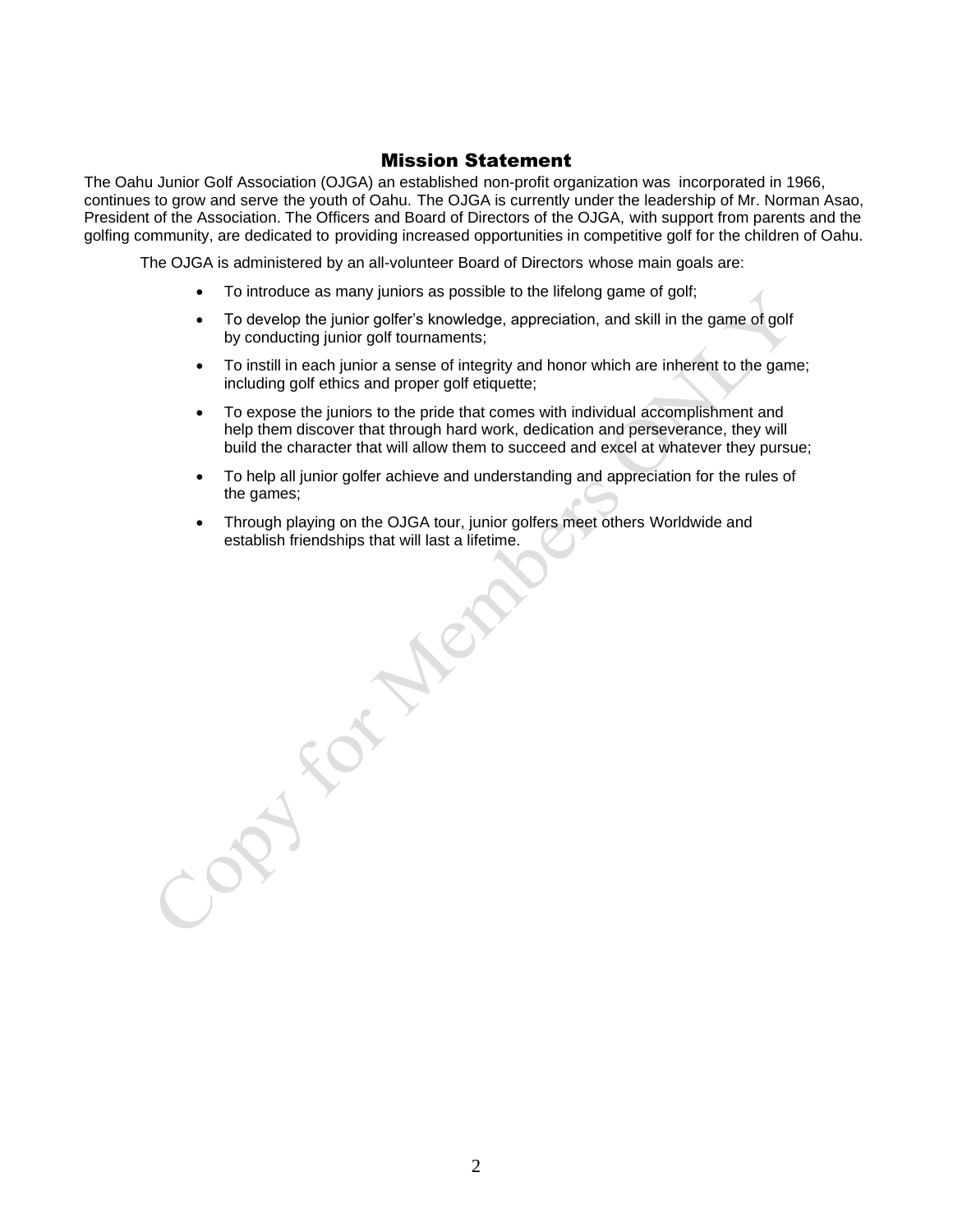## Mission Statement

The Oahu Junior Golf Association (OJGA) an established non-profit organization was incorporated in 1966, continues to grow and serve the youth of Oahu. The OJGA is currently under the leadership of Mr. Norman Asao, President of the Association. The Officers and Board of Directors of the OJGA, with support from parents and the golfing community, are dedicated to providing increased opportunities in competitive golf for the children of Oahu.

The OJGA is administered by an all-volunteer Board of Directors whose main goals are:

- To introduce as many juniors as possible to the lifelong game of golf;
- To develop the junior golfer's knowledge, appreciation, and skill in the game of golf by conducting junior golf tournaments;
- To instill in each junior a sense of integrity and honor which are inherent to the game; including golf ethics and proper golf etiquette;
- To expose the juniors to the pride that comes with individual accomplishment and help them discover that through hard work, dedication and perseverance, they will build the character that will allow them to succeed and excel at whatever they pursue;
- To help all junior golfer achieve and understanding and appreciation for the rules of the games;
- Through playing on the OJGA tour, junior golfers meet others Worldwide and establish friendships that will last a lifetime.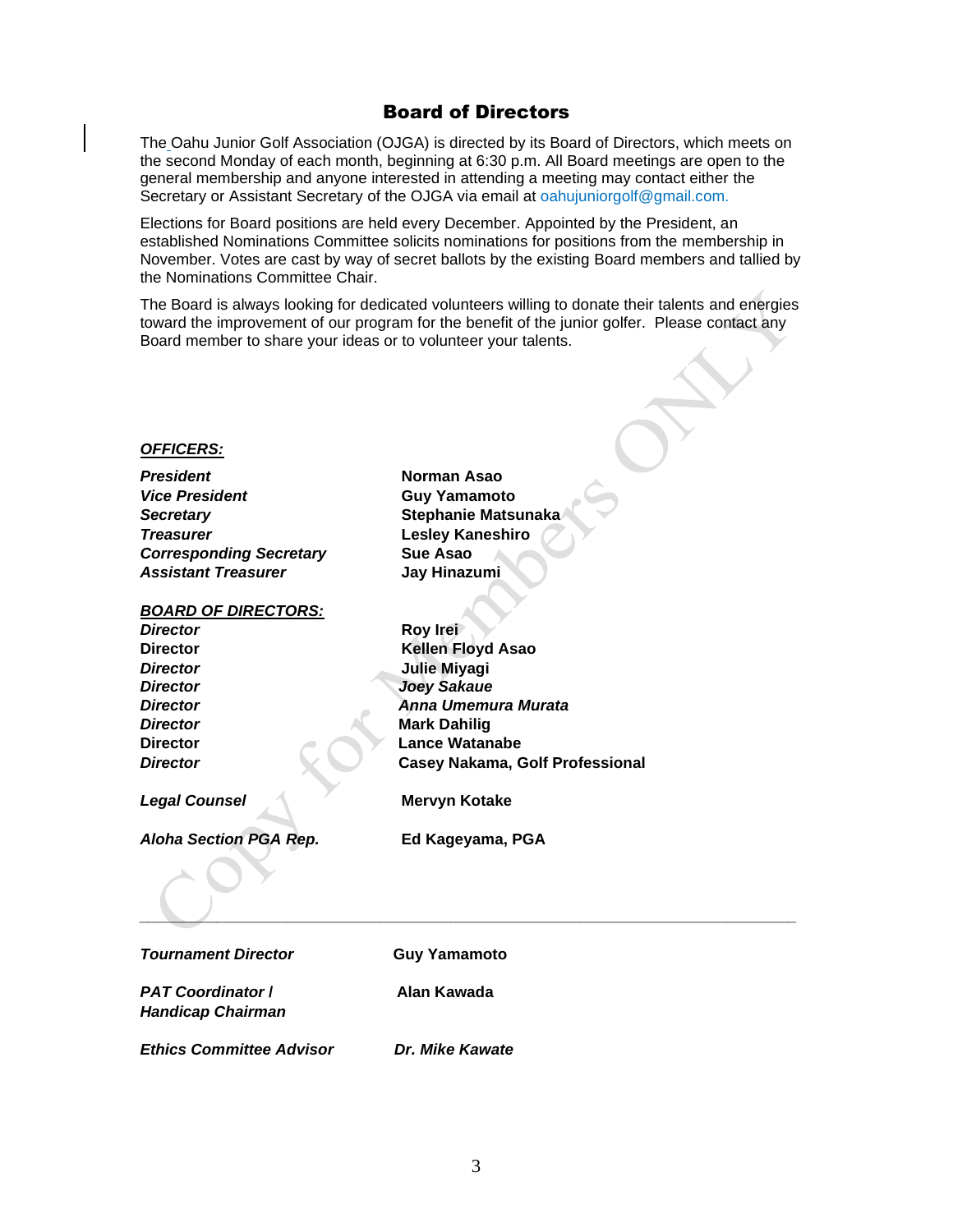# Board of Directors

The Oahu Junior Golf Association (OJGA) is directed by its Board of Directors, which meets on the second Monday of each month, beginning at 6:30 p.m. All Board meetings are open to the general membership and anyone interested in attending a meeting may contact either the Secretary or Assistant Secretary of the OJGA via email at oahujuniorgolf@gmail.com.

Elections for Board positions are held every December. Appointed by the President, an established Nominations Committee solicits nominations for positions from the membership in November. Votes are cast by way of secret ballots by the existing Board members and tallied by the Nominations Committee Chair.

The Board is always looking for dedicated volunteers willing to donate their talents and energies toward the improvement of our program for the benefit of the junior golfer. Please contact any Board member to share your ideas or to volunteer your talents.

***OFFICERS:***

| | |
|---|---|
| ***President*** | **Norman Asao** |
| ***Vice President*** | **Guy Yamamoto** |
| ***Secretary*** | **Stephanie Matsunaka** |
| ***Treasurer*** | **Lesley Kaneshiro** |
| ***Corresponding Secretary*** | **Sue Asao** |
| ***Assistant Treasurer*** | **Jay Hinazumi** |

***BOARD OF DIRECTORS:***

| | |
|---|---|
| ***Director*** | **Roy Irei** |
| **Director** | **Kellen Floyd Asao** |
| ***Director*** | **Julie Miyagi** |
| ***Director*** | ***Joey Sakaue*** |
| ***Director*** | ***Anna Umemura Murata*** |
| ***Director*** | **Mark Dahilig** |
| **Director** | **Lance Watanabe** |
| ***Director*** | **Casey Nakama, Golf Professional** |

| | |
|---|---|
| ***Legal Counsel*** | **Mervyn Kotake** |
| ***Aloha Section PGA Rep.*** | **Ed Kageyama, PGA** |

---

| | |
|---|---|
| ***Tournament Director*** | **Guy Yamamoto** |
| ***PAT Coordinator / Handicap Chairman*** | **Alan Kawada** |
| ***Ethics Committee Advisor*** | ***Dr. Mike Kawate*** |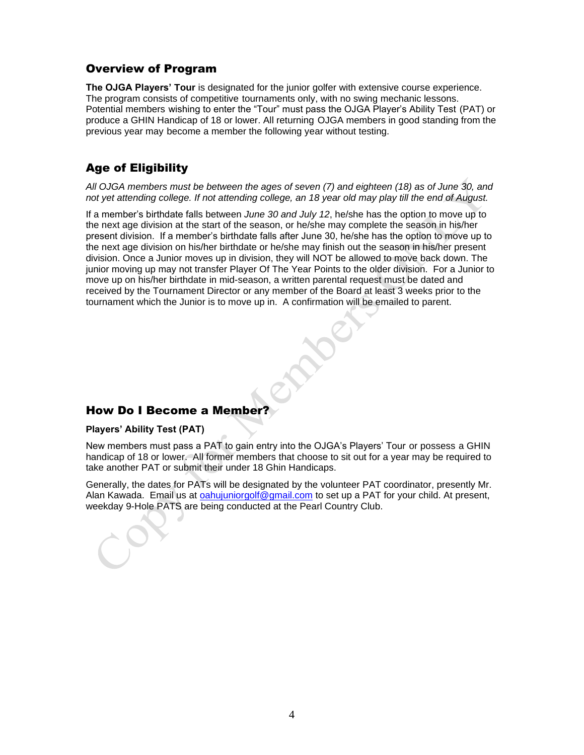## Overview of Program

**The OJGA Players' Tour** is designated for the junior golfer with extensive course experience. The program consists of competitive tournaments only, with no swing mechanic lessons. Potential members wishing to enter the "Tour" must pass the OJGA Player's Ability Test (PAT) or produce a GHIN Handicap of 18 or lower. All returning OJGA members in good standing from the previous year may become a member the following year without testing.

## Age of Eligibility

*All OJGA members must be between the ages of seven (7) and eighteen (18) as of June 30, and not yet attending college. If not attending college, an 18 year old may play till the end of August.*

If a member's birthdate falls between *June 30 and July 12*, he/she has the option to move up to the next age division at the start of the season, or he/she may complete the season in his/her present division. If a member's birthdate falls after June 30, he/she has the option to move up to the next age division on his/her birthdate or he/she may finish out the season in his/her present division. Once a Junior moves up in division, they will NOT be allowed to move back down. The junior moving up may not transfer Player Of The Year Points to the older division. For a Junior to move up on his/her birthdate in mid-season, a written parental request must be dated and received by the Tournament Director or any member of the Board at least 3 weeks prior to the tournament which the Junior is to move up in. A confirmation will be emailed to parent.

## How Do I Become a Member?

**Players' Ability Test (PAT)**

New members must pass a PAT to gain entry into the OJGA's Players' Tour or possess a GHIN handicap of 18 or lower. All former members that choose to sit out for a year may be required to take another PAT or submit their under 18 Ghin Handicaps.

Generally, the dates for PATs will be designated by the volunteer PAT coordinator, presently Mr. Alan Kawada. Email us at oahujuniorgolf@gmail.com to set up a PAT for your child. At present, weekday 9-Hole PATS are being conducted at the Pearl Country Club.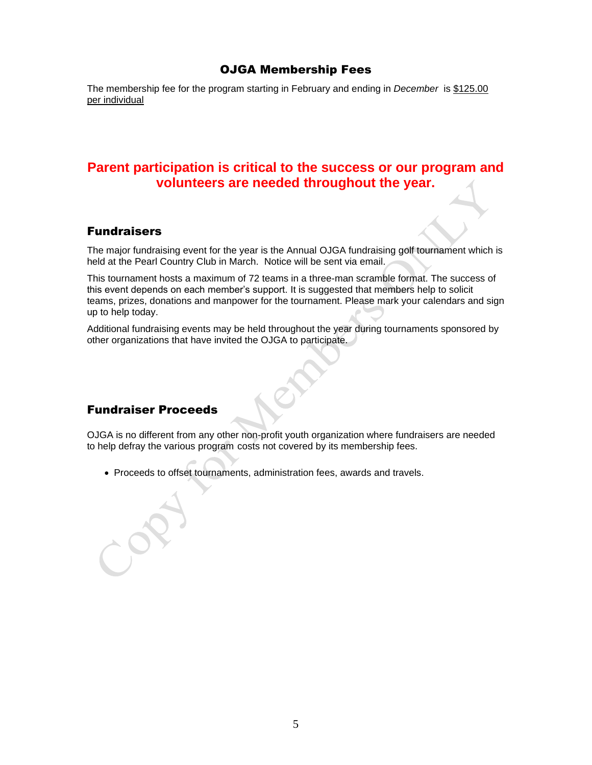## OJGA Membership Fees

The membership fee for the program starting in February and ending in *December* is $125.00 per individual

**Parent participation is critical to the success or our program and volunteers are needed throughout the year.**

## Fundraisers

The major fundraising event for the year is the Annual OJGA fundraising golf tournament which is held at the Pearl Country Club in March. Notice will be sent via email.

This tournament hosts a maximum of 72 teams in a three-man scramble format. The success of this event depends on each member's support. It is suggested that members help to solicit teams, prizes, donations and manpower for the tournament. Please mark your calendars and sign up to help today.

Additional fundraising events may be held throughout the year during tournaments sponsored by other organizations that have invited the OJGA to participate.

## Fundraiser Proceeds

OJGA is no different from any other non-profit youth organization where fundraisers are needed to help defray the various program costs not covered by its membership fees.

- Proceeds to offset tournaments, administration fees, awards and travels.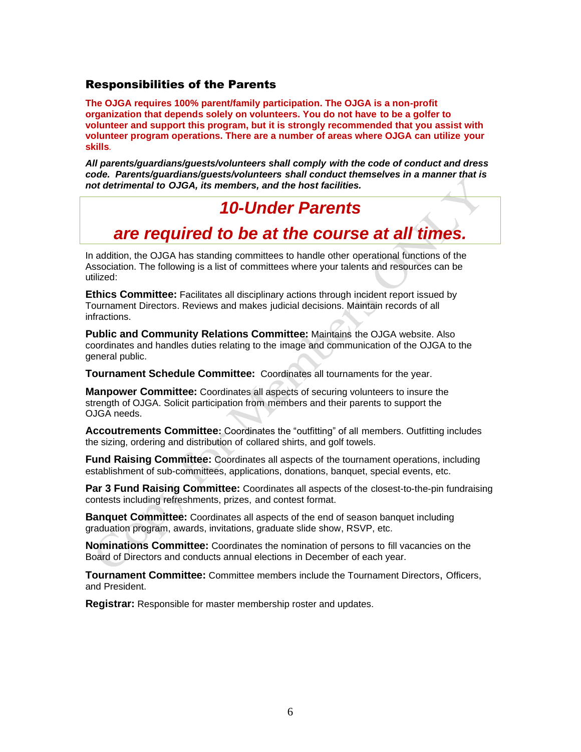## Responsibilities of the Parents

**The OJGA requires 100% parent/family participation. The OJGA is a non-profit organization that depends solely on volunteers. You do not have to be a golfer to volunteer and support this program, but it is strongly recommended that you assist with volunteer program operations. There are a number of areas where OJGA can utilize your skills.**

***All parents/guardians/guests/volunteers shall comply with the code of conduct and dress code. Parents/guardians/guests/volunteers shall conduct themselves in a manner that is not detrimental to OJGA, its members, and the host facilities.***

***10-Under Parents***

***are required to be at the course at all times.***

In addition, the OJGA has standing committees to handle other operational functions of the Association. The following is a list of committees where your talents and resources can be utilized:

**Ethics Committee:** Facilitates all disciplinary actions through incident report issued by Tournament Directors. Reviews and makes judicial decisions. Maintain records of all infractions.

**Public and Community Relations Committee:** Maintains the OJGA website. Also coordinates and handles duties relating to the image and communication of the OJGA to the general public.

**Tournament Schedule Committee:** Coordinates all tournaments for the year.

**Manpower Committee:** Coordinates all aspects of securing volunteers to insure the strength of OJGA. Solicit participation from members and their parents to support the OJGA needs.

**Accoutrements Committee:** Coordinates the "outfitting" of all members. Outfitting includes the sizing, ordering and distribution of collared shirts, and golf towels.

**Fund Raising Committee:** Coordinates all aspects of the tournament operations, including establishment of sub-committees, applications, donations, banquet, special events, etc.

**Par 3 Fund Raising Committee:** Coordinates all aspects of the closest-to-the-pin fundraising contests including refreshments, prizes, and contest format.

**Banquet Committee:** Coordinates all aspects of the end of season banquet including graduation program, awards, invitations, graduate slide show, RSVP, etc.

**Nominations Committee:** Coordinates the nomination of persons to fill vacancies on the Board of Directors and conducts annual elections in December of each year.

**Tournament Committee:** Committee members include the Tournament Directors, Officers, and President.

**Registrar:** Responsible for master membership roster and updates.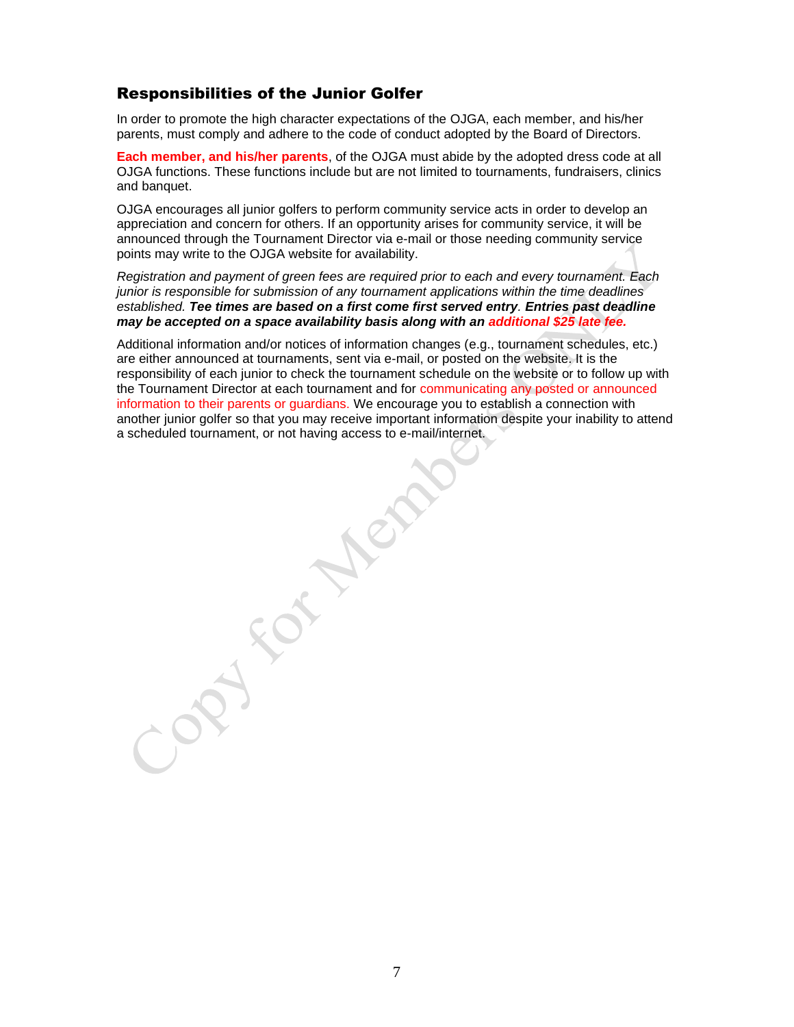## Responsibilities of the Junior Golfer

In order to promote the high character expectations of the OJGA, each member, and his/her parents, must comply and adhere to the code of conduct adopted by the Board of Directors.

**Each member, and his/her parents**, of the OJGA must abide by the adopted dress code at all OJGA functions. These functions include but are not limited to tournaments, fundraisers, clinics and banquet.

OJGA encourages all junior golfers to perform community service acts in order to develop an appreciation and concern for others. If an opportunity arises for community service, it will be announced through the Tournament Director via e-mail or those needing community service points may write to the OJGA website for availability.

*Registration and payment of green fees are required prior to each and every tournament. Each junior is responsible for submission of any tournament applications within the time deadlines established.* ***Tee times are based on a first come first served entry***. ***Entries past deadline may be accepted on a space availability basis along with an additional $25 late fee.***

Additional information and/or notices of information changes (e.g., tournament schedules, etc.) are either announced at tournaments, sent via e-mail, or posted on the website. It is the responsibility of each junior to check the tournament schedule on the website or to follow up with the Tournament Director at each tournament and for communicating any posted or announced information to their parents or guardians. We encourage you to establish a connection with another junior golfer so that you may receive important information despite your inability to attend a scheduled tournament, or not having access to e-mail/internet.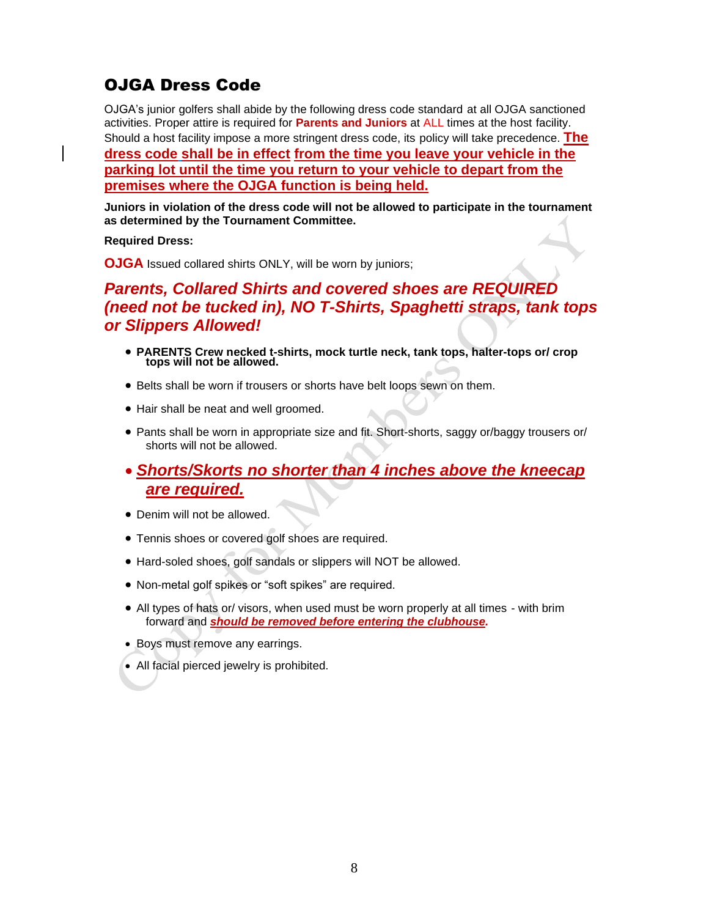## OJGA Dress Code

OJGA's junior golfers shall abide by the following dress code standard at all OJGA sanctioned activities. Proper attire is required for **Parents and Juniors** at ALL times at the host facility. Should a host facility impose a more stringent dress code, its policy will take precedence. **The dress code shall be in effect from the time you leave your vehicle in the parking lot until the time you return to your vehicle to depart from the premises where the OJGA function is being held.**

**Juniors in violation of the dress code will not be allowed to participate in the tournament as determined by the Tournament Committee.**

**Required Dress:**

**OJGA** Issued collared shirts ONLY, will be worn by juniors;

***Parents, Collared Shirts and covered shoes are REQUIRED (need not be tucked in), NO T-Shirts, Spaghetti straps, tank tops or Slippers Allowed!***

- **PARENTS Crew necked t-shirts, mock turtle neck, tank tops, halter-tops or/ crop tops will not be allowed.**
- Belts shall be worn if trousers or shorts have belt loops sewn on them.
- Hair shall be neat and well groomed.
- Pants shall be worn in appropriate size and fit. Short-shorts, saggy or/baggy trousers or/ shorts will not be allowed.
- ***Shorts/Skorts no shorter than 4 inches above the kneecap are required.***
- Denim will not be allowed.
- Tennis shoes or covered golf shoes are required.
- Hard-soled shoes, golf sandals or slippers will NOT be allowed.
- Non-metal golf spikes or "soft spikes" are required.
- All types of hats or/ visors, when used must be worn properly at all times - with brim forward and ***should be removed before entering the clubhouse.***
- Boys must remove any earrings.
- All facial pierced jewelry is prohibited.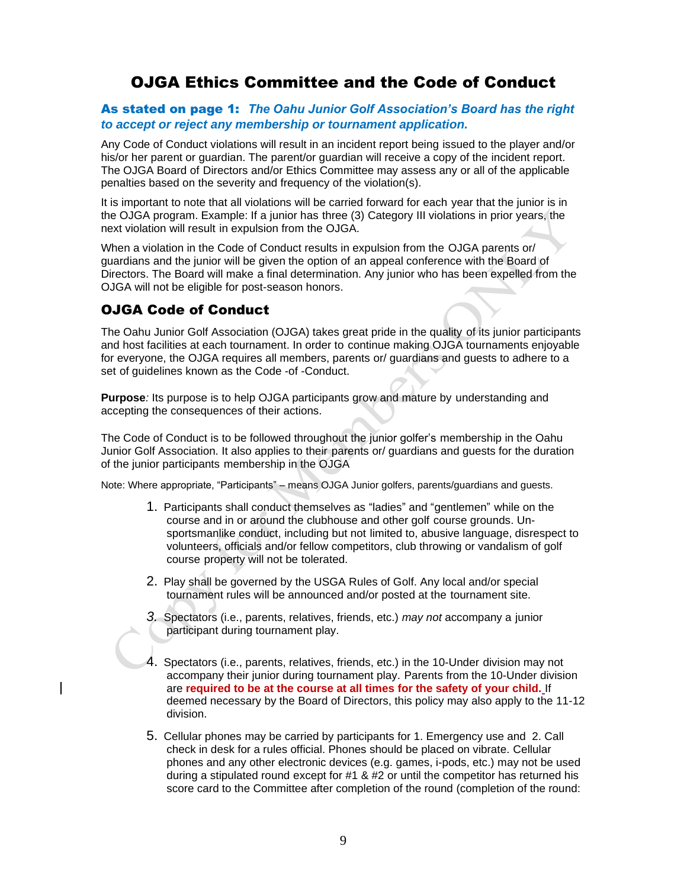# OJGA Ethics Committee and the Code of Conduct

### **As stated on page 1:** *The Oahu Junior Golf Association's Board has the right to accept or reject any membership or tournament application.*

Any Code of Conduct violations will result in an incident report being issued to the player and/or his/her parent or guardian. The parent/guardian will receive a copy of the incident report. The OJGA Board of Directors and/or Ethics Committee may assess any or all of the applicable penalties based on the severity and frequency of the violation(s).

It is important to note that all violations will be carried forward for each year that the junior is in the OJGA program. Example: If a junior has three (3) Category III violations in prior years, the next violation will result in expulsion from the OJGA.

When a violation in the Code of Conduct results in expulsion from the OJGA parents or/ guardians and the junior will be given the option of an appeal conference with the Board of Directors. The Board will make a final determination. Any junior who has been expelled from the OJGA will not be eligible for post-season honors.

## OJGA Code of Conduct

The Oahu Junior Golf Association (OJGA) takes great pride in the quality of its junior participants and host facilities at each tournament. In order to continue making OJGA tournaments enjoyable for everyone, the OJGA requires all members, parents or/ guardians and guests to adhere to a set of guidelines known as the Code -of -Conduct.

**Purpose***:* Its purpose is to help OJGA participants grow and mature by understanding and accepting the consequences of their actions.

The Code of Conduct is to be followed throughout the junior golfer's membership in the Oahu Junior Golf Association. It also applies to their parents or/ guardians and guests for the duration of the junior participants membership in the OJGA

Note: Where appropriate, "Participants" – means OJGA Junior golfers, parents/guardians and guests.

1. Participants shall conduct themselves as "ladies" and "gentlemen" while on the course and in or around the clubhouse and other golf course grounds. Un-sportsmanlike conduct, including but not limited to, abusive language, disrespect to volunteers, officials and/or fellow competitors, club throwing or vandalism of golf course property will not be tolerated.

2. Play shall be governed by the USGA Rules of Golf. Any local and/or special tournament rules will be announced and/or posted at the tournament site.

3. Spectators (i.e., parents, relatives, friends, etc.) *may not* accompany a junior participant during tournament play.

4. Spectators (i.e., parents, relatives, friends, etc.) in the 10-Under division may not accompany their junior during tournament play. Parents from the 10-Under division are **required to be at the course at all times for the safety of your child.** If deemed necessary by the Board of Directors, this policy may also apply to the 11-12 division.

5. Cellular phones may be carried by participants for 1. Emergency use and 2. Call check in desk for a rules official. Phones should be placed on vibrate. Cellular phones and any other electronic devices (e.g. games, i-pods, etc.) may not be used during a stipulated round except for #1 & #2 or until the competitor has returned his score card to the Committee after completion of the round (completion of the round: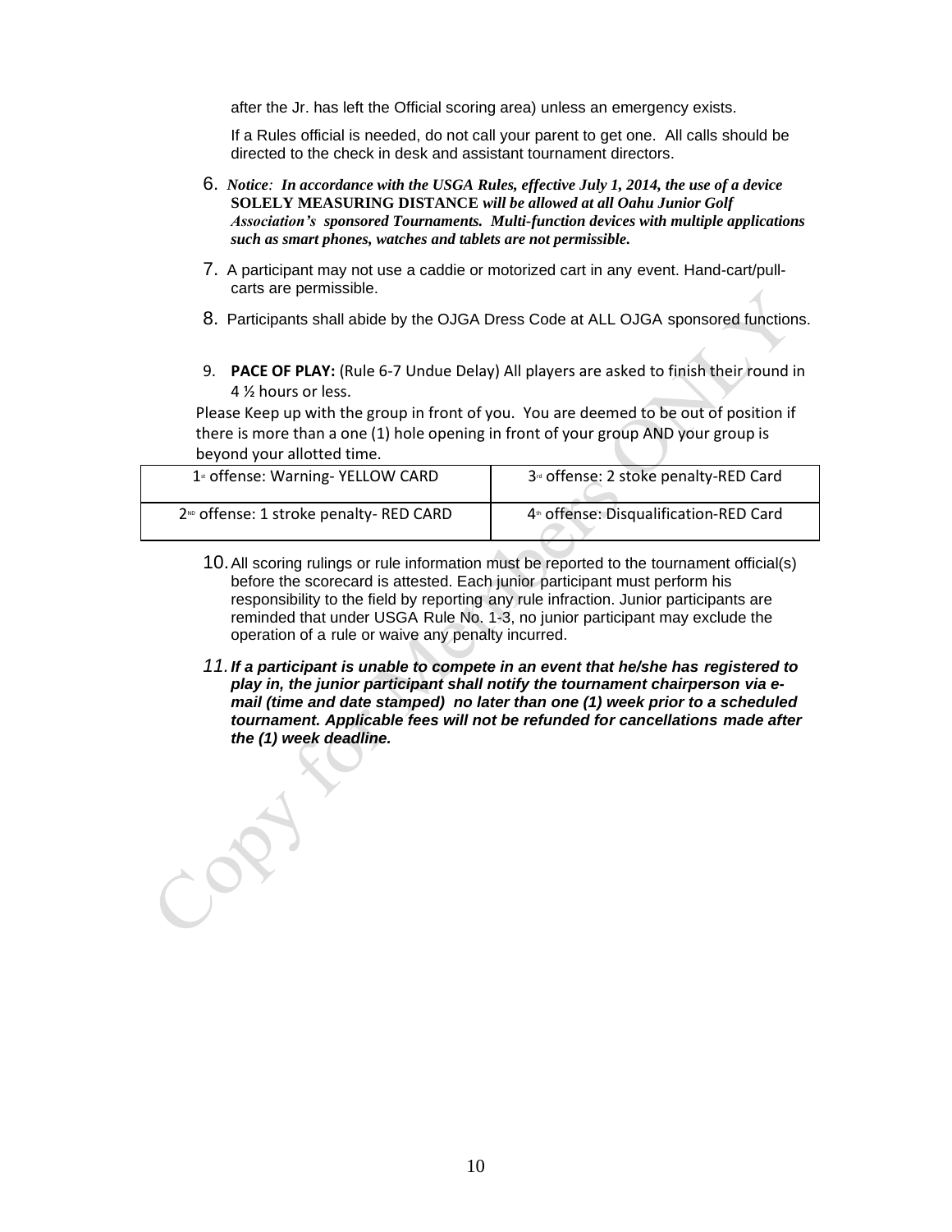after the Jr. has left the Official scoring area) unless an emergency exists.

If a Rules official is needed, do not call your parent to get one. All calls should be directed to the check in desk and assistant tournament directors.

6. ***Notice**: In accordance with the USGA Rules, effective July 1, 2014, the use of a device* **SOLELY MEASURING DISTANCE** *will be allowed at all Oahu Junior Golf Association's sponsored Tournaments. Multi-function devices with multiple applications such as smart phones, watches and tablets are not permissible.*

7. A participant may not use a caddie or motorized cart in any event. Hand-cart/pull-carts are permissible.

8. Participants shall abide by the OJGA Dress Code at ALL OJGA sponsored functions.

9. **PACE OF PLAY:** (Rule 6-7 Undue Delay) All players are asked to finish their round in 4 ½ hours or less.

Please Keep up with the group in front of you. You are deemed to be out of position if there is more than a one (1) hole opening in front of your group AND your group is beyond your allotted time.

| | |
|---|---|
| 1st offense: Warning- YELLOW CARD | 3rd offense: 2 stoke penalty-RED Card |
| 2ND offense: 1 stroke penalty- RED CARD | 4th offense: Disqualification-RED Card |

10. All scoring rulings or rule information must be reported to the tournament official(s) before the scorecard is attested. Each junior participant must perform his responsibility to the field by reporting any rule infraction. Junior participants are reminded that under USGA Rule No. 1-3, no junior participant may exclude the operation of a rule or waive any penalty incurred.

11. ***If a participant is unable to compete in an event that he/she has registered to play in, the junior participant shall notify the tournament chairperson via e-mail (time and date stamped) no later than one (1) week prior to a scheduled tournament. Applicable fees will not be refunded for cancellations made after the (1) week deadline.***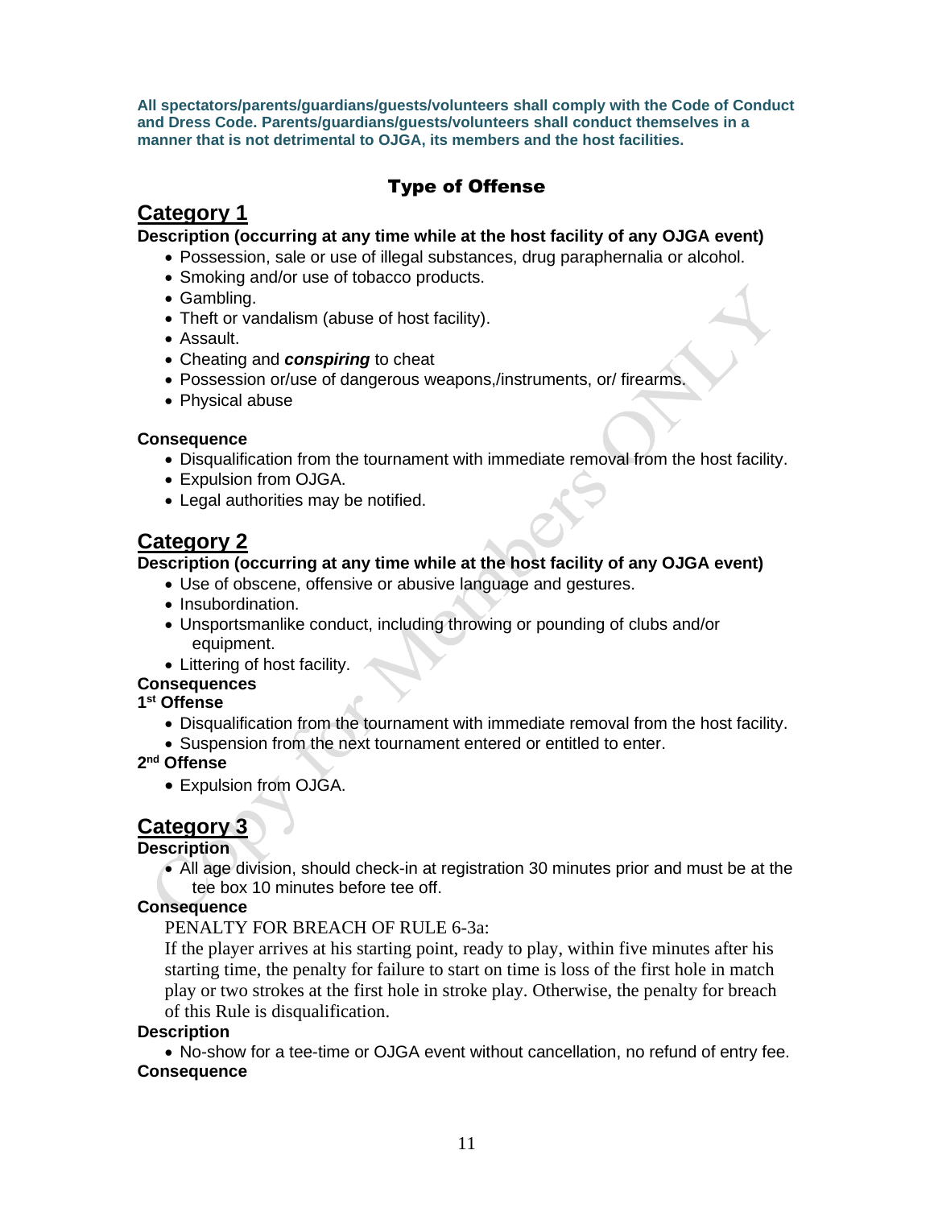**All spectators/parents/guardians/guests/volunteers shall comply with the Code of Conduct and Dress Code. Parents/guardians/guests/volunteers shall conduct themselves in a manner that is not detrimental to OJGA, its members and the host facilities.**

## Type of Offense

## Category 1

**Description (occurring at any time while at the host facility of any OJGA event)**

- Possession, sale or use of illegal substances, drug paraphernalia or alcohol.
- Smoking and/or use of tobacco products.
- Gambling.
- Theft or vandalism (abuse of host facility).
- Assault.
- Cheating and ***conspiring*** to cheat
- Possession or/use of dangerous weapons,/instruments, or/ firearms.
- Physical abuse

**Consequence**

- Disqualification from the tournament with immediate removal from the host facility.
- Expulsion from OJGA.
- Legal authorities may be notified.

## Category 2

**Description (occurring at any time while at the host facility of any OJGA event)**

- Use of obscene, offensive or abusive language and gestures.
- Insubordination.
- Unsportsmanlike conduct, including throwing or pounding of clubs and/or equipment.
- Littering of host facility.

**Consequences**

**1st Offense**

- Disqualification from the tournament with immediate removal from the host facility.
- Suspension from the next tournament entered or entitled to enter.

**2nd Offense**

- Expulsion from OJGA.

## Category 3

**Description**

- All age division, should check-in at registration 30 minutes prior and must be at the tee box 10 minutes before tee off.

**Consequence**

PENALTY FOR BREACH OF RULE 6-3a:
If the player arrives at his starting point, ready to play, within five minutes after his starting time, the penalty for failure to start on time is loss of the first hole in match play or two strokes at the first hole in stroke play. Otherwise, the penalty for breach of this Rule is disqualification.

**Description**

- No-show for a tee-time or OJGA event without cancellation, no refund of entry fee.

**Consequence**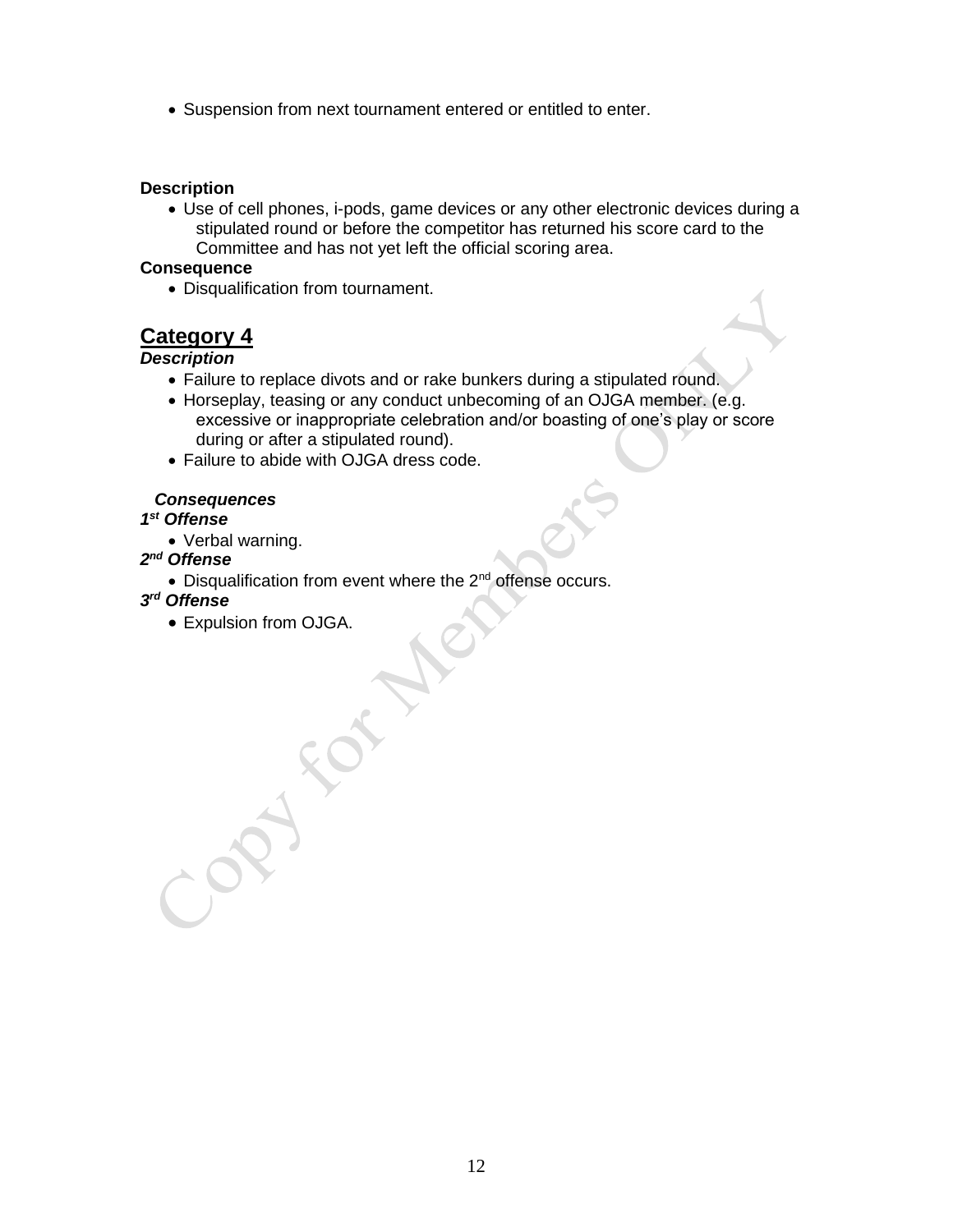- Suspension from next tournament entered or entitled to enter.

**Description**

- Use of cell phones, i-pods, game devices or any other electronic devices during a stipulated round or before the competitor has returned his score card to the Committee and has not yet left the official scoring area.

**Consequence**

- Disqualification from tournament.

## Category 4

***Description***

- Failure to replace divots and or rake bunkers during a stipulated round.
- Horseplay, teasing or any conduct unbecoming of an OJGA member. (e.g. excessive or inappropriate celebration and/or boasting of one's play or score during or after a stipulated round).
- Failure to abide with OJGA dress code.

***Consequences***

***1st Offense***

- Verbal warning.

***2nd Offense***

- Disqualification from event where the 2nd offense occurs.

***3rd Offense***

- Expulsion from OJGA.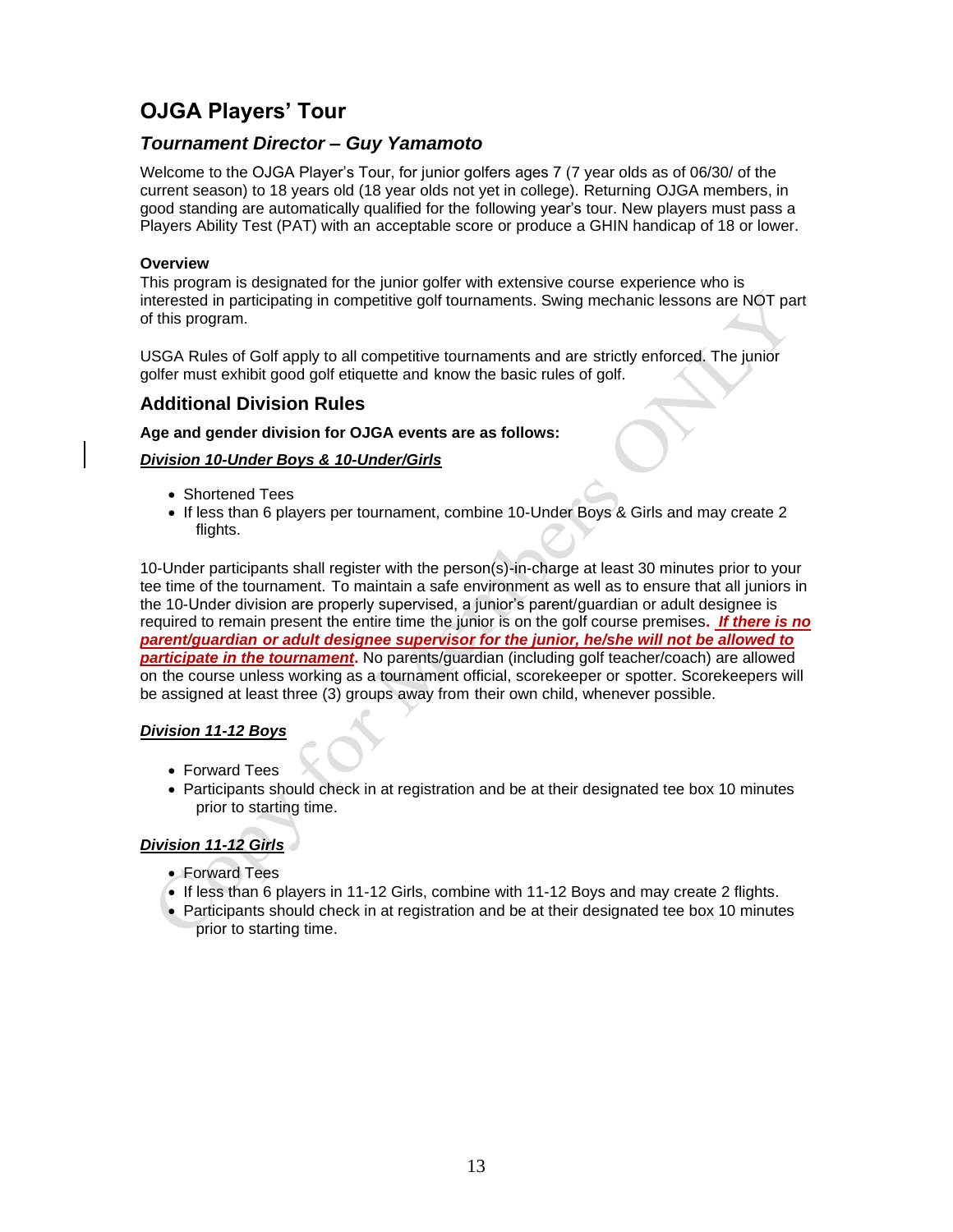## OJGA Players' Tour

### *Tournament Director – Guy Yamamoto*

Welcome to the OJGA Player's Tour, for junior golfers ages 7 (7 year olds as of 06/30/ of the current season) to 18 years old (18 year olds not yet in college). Returning OJGA members, in good standing are automatically qualified for the following year's tour. New players must pass a Players Ability Test (PAT) with an acceptable score or produce a GHIN handicap of 18 or lower.

**Overview**

This program is designated for the junior golfer with extensive course experience who is interested in participating in competitive golf tournaments. Swing mechanic lessons are NOT part of this program.

USGA Rules of Golf apply to all competitive tournaments and are strictly enforced. The junior golfer must exhibit good golf etiquette and know the basic rules of golf.

### Additional Division Rules

**Age and gender division for OJGA events are as follows:**

***Division 10-Under Boys & 10-Under/Girls***

- Shortened Tees
- If less than 6 players per tournament, combine 10-Under Boys & Girls and may create 2 flights.

10-Under participants shall register with the person(s)-in-charge at least 30 minutes prior to your tee time of the tournament. To maintain a safe environment as well as to ensure that all juniors in the 10-Under division are properly supervised, a junior's parent/guardian or adult designee is required to remain present the entire time the junior is on the golf course premises. ***If there is no parent/guardian or adult designee supervisor for the junior, he/she will not be allowed to participate in the tournament*.** No parents/guardian (including golf teacher/coach) are allowed on the course unless working as a tournament official, scorekeeper or spotter. Scorekeepers will be assigned at least three (3) groups away from their own child, whenever possible.

***Division 11-12 Boys***

- Forward Tees
- Participants should check in at registration and be at their designated tee box 10 minutes prior to starting time.

***Division 11-12 Girls***

- Forward Tees
- If less than 6 players in 11-12 Girls, combine with 11-12 Boys and may create 2 flights.
- Participants should check in at registration and be at their designated tee box 10 minutes prior to starting time.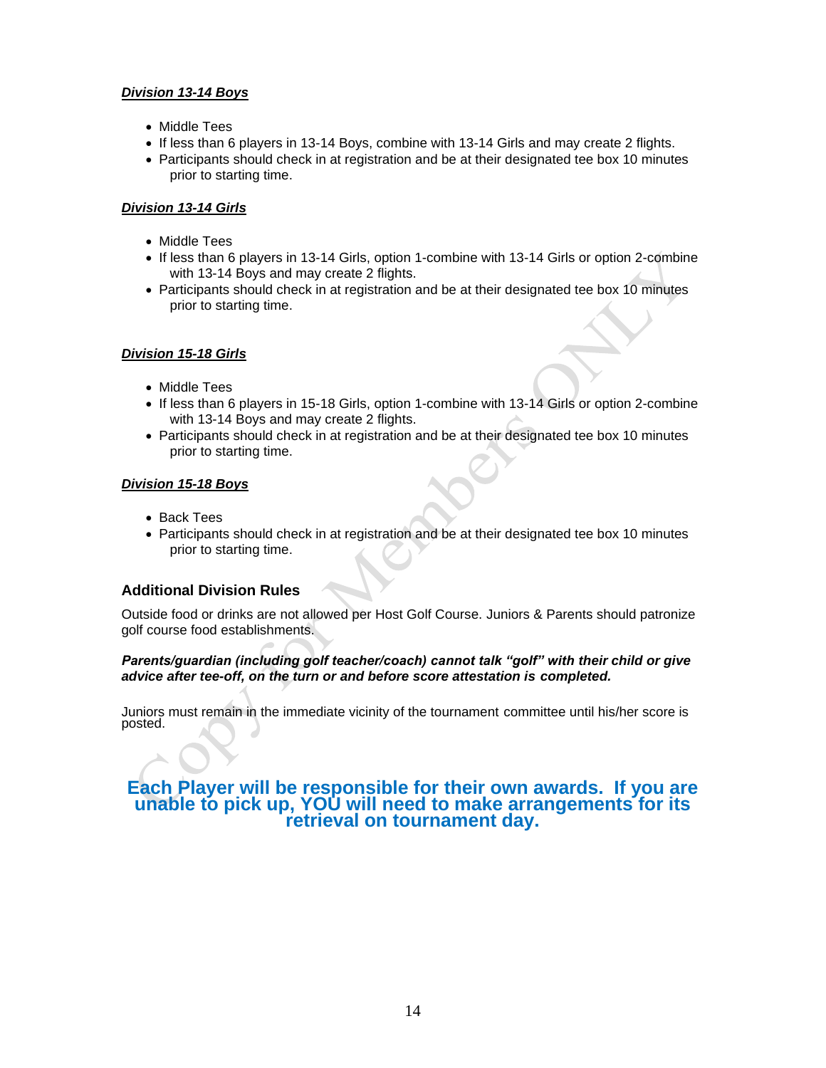***Division 13-14 Boys***

- Middle Tees
- If less than 6 players in 13-14 Boys, combine with 13-14 Girls and may create 2 flights.
- Participants should check in at registration and be at their designated tee box 10 minutes prior to starting time.

***Division 13-14 Girls***

- Middle Tees
- If less than 6 players in 13-14 Girls, option 1-combine with 13-14 Girls or option 2-combine with 13-14 Boys and may create 2 flights.
- Participants should check in at registration and be at their designated tee box 10 minutes prior to starting time.

***Division 15-18 Girls***

- Middle Tees
- If less than 6 players in 15-18 Girls, option 1-combine with 13-14 Girls or option 2-combine with 13-14 Boys and may create 2 flights.
- Participants should check in at registration and be at their designated tee box 10 minutes prior to starting time.

***Division 15-18 Boys***

- Back Tees
- Participants should check in at registration and be at their designated tee box 10 minutes prior to starting time.

## Additional Division Rules

Outside food or drinks are not allowed per Host Golf Course. Juniors & Parents should patronize golf course food establishments.

***Parents/guardian (including golf teacher/coach) cannot talk "golf" with their child or give advice after tee-off, on the turn or and before score attestation is completed.***

Juniors must remain in the immediate vicinity of the tournament committee until his/her score is posted.

**Each Player will be responsible for their own awards. If you are unable to pick up, YOU will need to make arrangements for its retrieval on tournament day.**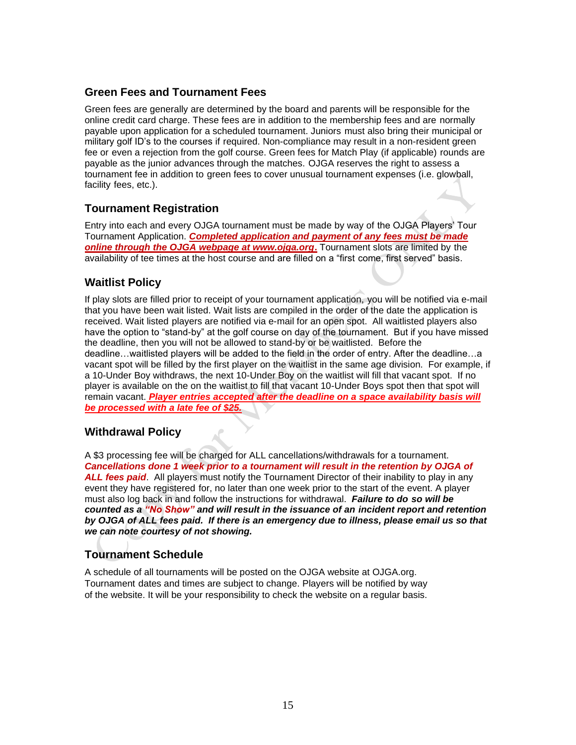## Green Fees and Tournament Fees

Green fees are generally are determined by the board and parents will be responsible for the online credit card charge. These fees are in addition to the membership fees and are normally payable upon application for a scheduled tournament. Juniors must also bring their municipal or military golf ID's to the courses if required. Non-compliance may result in a non-resident green fee or even a rejection from the golf course. Green fees for Match Play (if applicable) rounds are payable as the junior advances through the matches. OJGA reserves the right to assess a tournament fee in addition to green fees to cover unusual tournament expenses (i.e. glowball, facility fees, etc.).

## Tournament Registration

Entry into each and every OJGA tournament must be made by way of the OJGA Players' Tour Tournament Application. ***Completed application and payment of any fees must be made online through the OJGA webpage at www.ojga.org.*** Tournament slots are limited by the availability of tee times at the host course and are filled on a "first come, first served" basis.

## Waitlist Policy

If play slots are filled prior to receipt of your tournament application, you will be notified via e-mail that you have been wait listed. Wait lists are compiled in the order of the date the application is received. Wait listed players are notified via e-mail for an open spot. All waitlisted players also have the option to "stand-by" at the golf course on day of the tournament. But if you have missed the deadline, then you will not be allowed to stand-by or be waitlisted. Before the deadline…waitlisted players will be added to the field in the order of entry. After the deadline…a vacant spot will be filled by the first player on the waitlist in the same age division. For example, if a 10-Under Boy withdraws, the next 10-Under Boy on the waitlist will fill that vacant spot. If no player is available on the on the waitlist to fill that vacant 10-Under Boys spot then that spot will remain vacant. ***Player entries accepted after the deadline on a space availability basis will be processed with a late fee of $25.***

## Withdrawal Policy

A $3 processing fee will be charged for ALL cancellations/withdrawals for a tournament. ***Cancellations done 1 week prior to a tournament will result in the retention by OJGA of ALL fees paid***. All players must notify the Tournament Director of their inability to play in any event they have registered for, no later than one week prior to the start of the event. A player must also log back in and follow the instructions for withdrawal. ***Failure to do so will be counted as a "No Show" and will result in the issuance of an incident report and retention by OJGA of ALL fees paid. If there is an emergency due to illness, please email us so that we can note courtesy of not showing.***

## Tournament Schedule

A schedule of all tournaments will be posted on the OJGA website at OJGA.org. Tournament dates and times are subject to change. Players will be notified by way of the website. It will be your responsibility to check the website on a regular basis.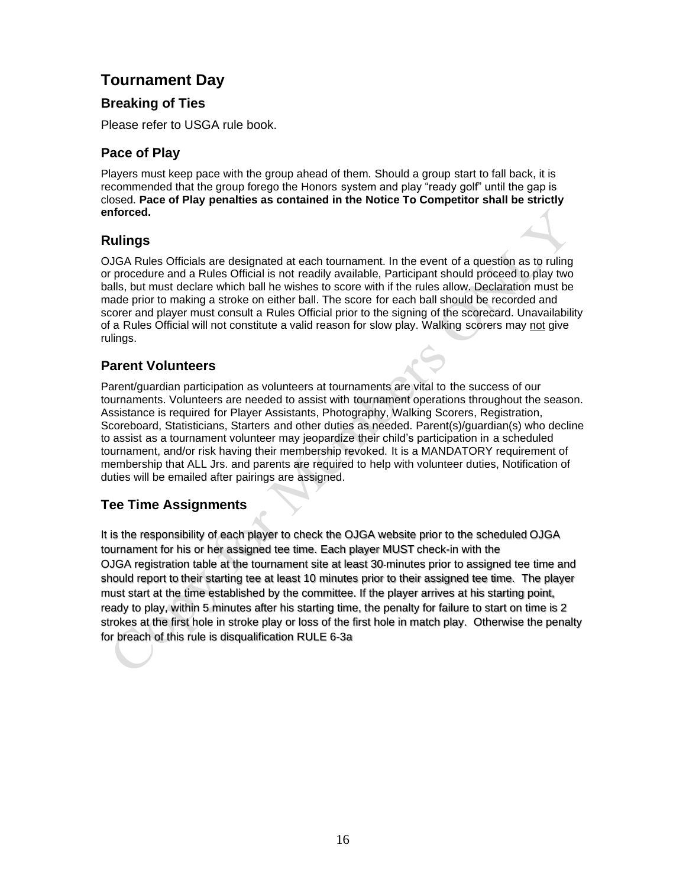# Tournament Day

## Breaking of Ties

Please refer to USGA rule book.

## Pace of Play

Players must keep pace with the group ahead of them. Should a group start to fall back, it is recommended that the group forego the Honors system and play "ready golf" until the gap is closed. **Pace of Play penalties as contained in the Notice To Competitor shall be strictly enforced.**

## Rulings

OJGA Rules Officials are designated at each tournament. In the event of a question as to ruling or procedure and a Rules Official is not readily available, Participant should proceed to play two balls, but must declare which ball he wishes to score with if the rules allow. Declaration must be made prior to making a stroke on either ball. The score for each ball should be recorded and scorer and player must consult a Rules Official prior to the signing of the scorecard. Unavailability of a Rules Official will not constitute a valid reason for slow play. Walking scorers may not give rulings.

## Parent Volunteers

Parent/guardian participation as volunteers at tournaments are vital to the success of our tournaments. Volunteers are needed to assist with tournament operations throughout the season. Assistance is required for Player Assistants, Photography, Walking Scorers, Registration, Scoreboard, Statisticians, Starters and other duties as needed. Parent(s)/guardian(s) who decline to assist as a tournament volunteer may jeopardize their child's participation in a scheduled tournament, and/or risk having their membership revoked. It is a MANDATORY requirement of membership that ALL Jrs. and parents are required to help with volunteer duties, Notification of duties will be emailed after pairings are assigned.

## Tee Time Assignments

It is the responsibility of each player to check the OJGA website prior to the scheduled OJGA tournament for his or her assigned tee time. Each player MUST check-in with the OJGA registration table at the tournament site at least 30-minutes prior to assigned tee time and should report to their starting tee at least 10 minutes prior to their assigned tee time. The player must start at the time established by the committee. If the player arrives at his starting point, ready to play, within 5 minutes after his starting time, the penalty for failure to start on time is 2 strokes at the first hole in stroke play or loss of the first hole in match play. Otherwise the penalty for breach of this rule is disqualification RULE 6-3a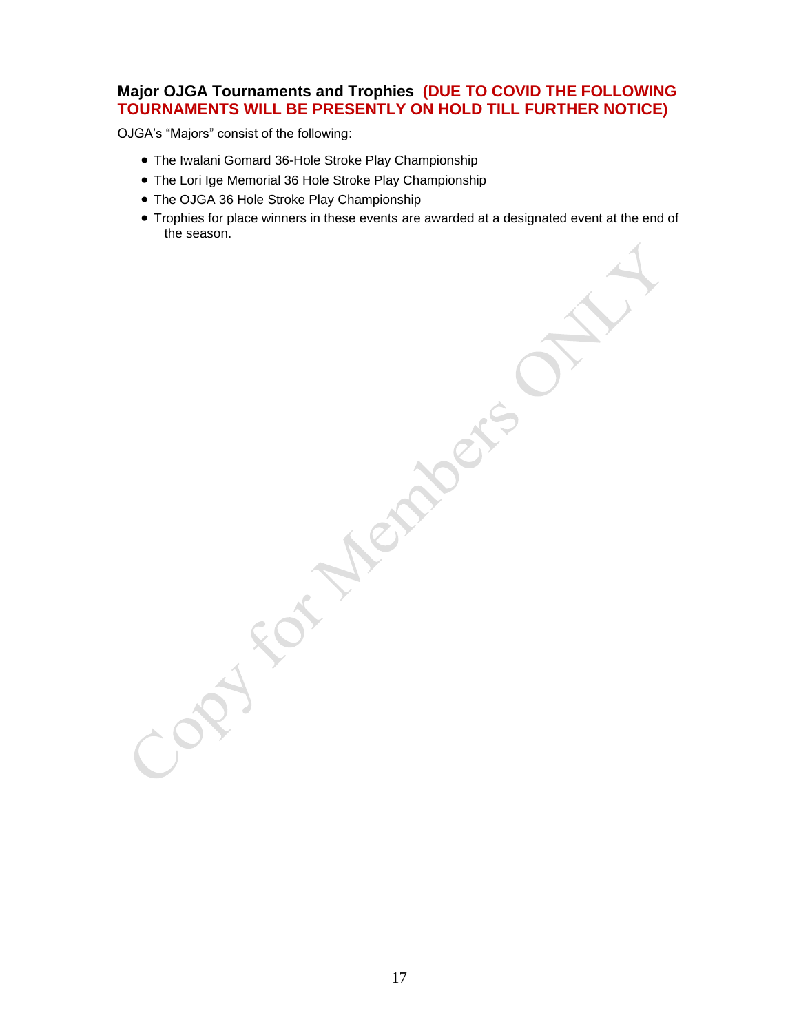### Major OJGA Tournaments and Trophies **(DUE TO COVID THE FOLLOWING TOURNAMENTS WILL BE PRESENTLY ON HOLD TILL FURTHER NOTICE)**

OJGA's "Majors" consist of the following:

- The Iwalani Gomard 36-Hole Stroke Play Championship
- The Lori Ige Memorial 36 Hole Stroke Play Championship
- The OJGA 36 Hole Stroke Play Championship
- Trophies for place winners in these events are awarded at a designated event at the end of the season.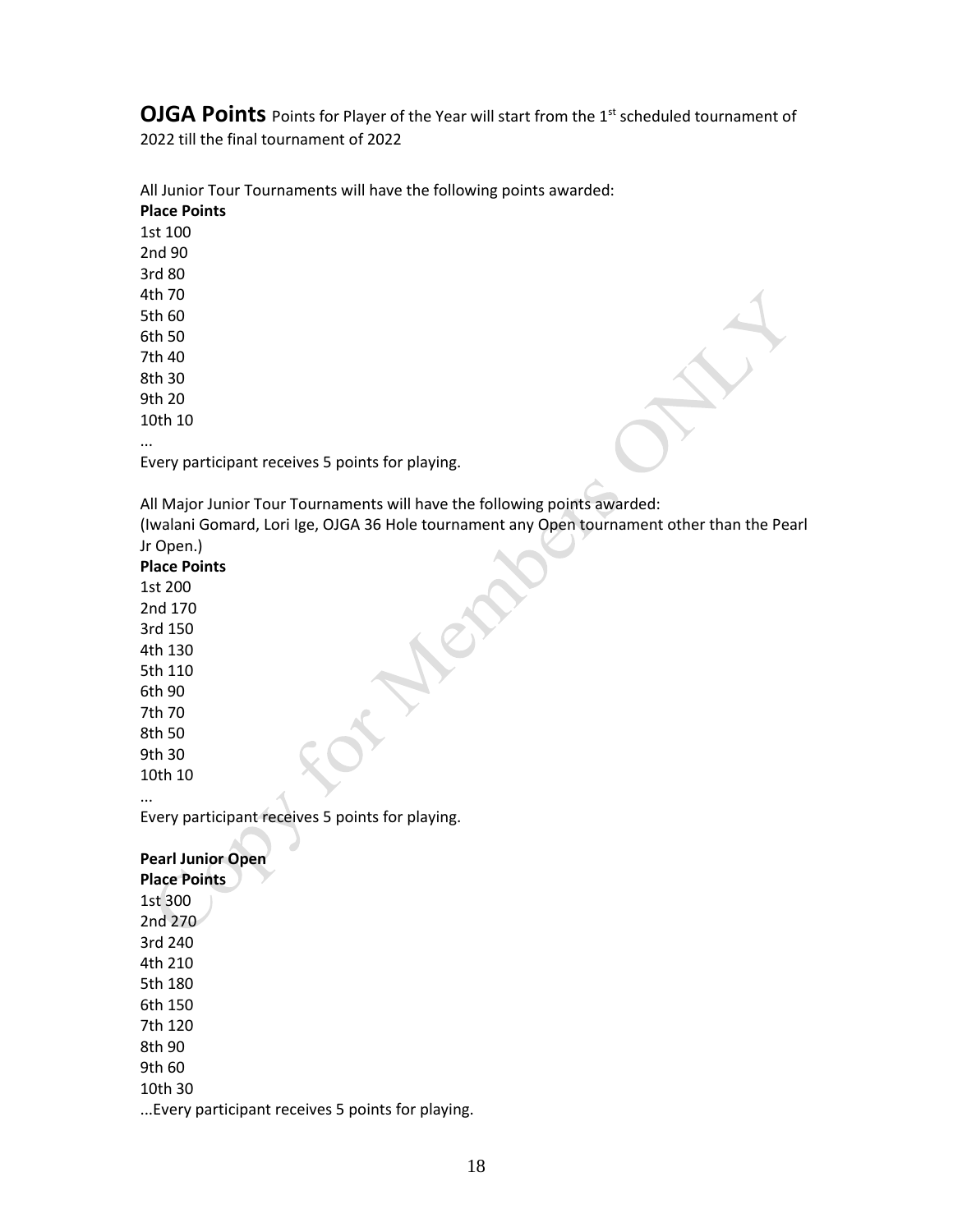**OJGA Points** Points for Player of the Year will start from the 1st scheduled tournament of 2022 till the final tournament of 2022

All Junior Tour Tournaments will have the following points awarded:

**Place Points**

1st 100
2nd 90
3rd 80
4th 70
5th 60
6th 50
7th 40
8th 30
9th 20
10th 10
...
Every participant receives 5 points for playing.

All Major Junior Tour Tournaments will have the following points awarded:
(Iwalani Gomard, Lori Ige, OJGA 36 Hole tournament any Open tournament other than the Pearl Jr Open.)

**Place Points**

1st 200
2nd 170
3rd 150
4th 130
5th 110
6th 90
7th 70
8th 50
9th 30
10th 10
...
Every participant receives 5 points for playing.

**Pearl Junior Open**

**Place Points**

1st 300
2nd 270
3rd 240
4th 210
5th 180
6th 150
7th 120
8th 90
9th 60
10th 30
...Every participant receives 5 points for playing.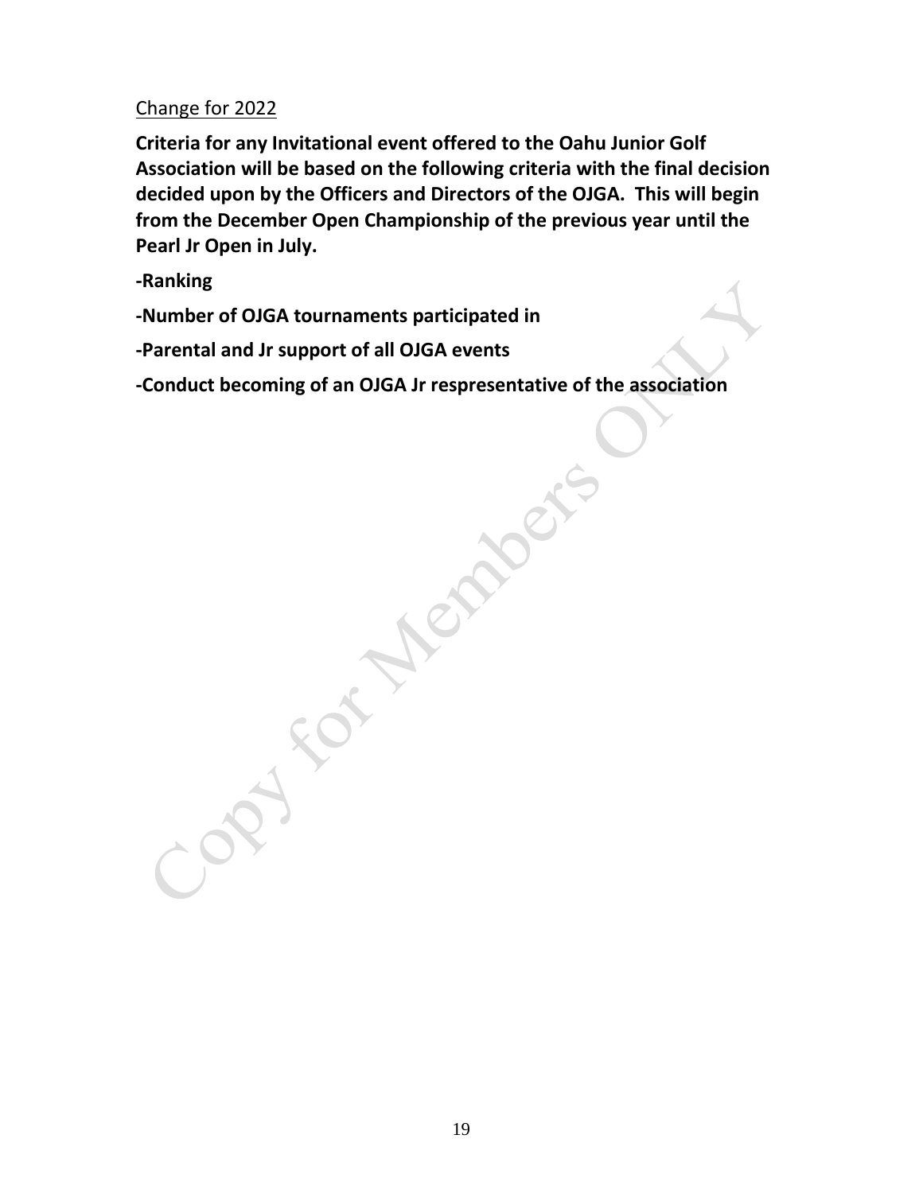<u>Change for 2022</u>

**Criteria for any Invitational event offered to the Oahu Junior Golf Association will be based on the following criteria with the final decision decided upon by the Officers and Directors of the OJGA. This will begin from the December Open Championship of the previous year until the Pearl Jr Open in July.**

**-Ranking**

**-Number of OJGA tournaments participated in**

**-Parental and Jr support of all OJGA events**

**-Conduct becoming of an OJGA Jr respresentative of the association**